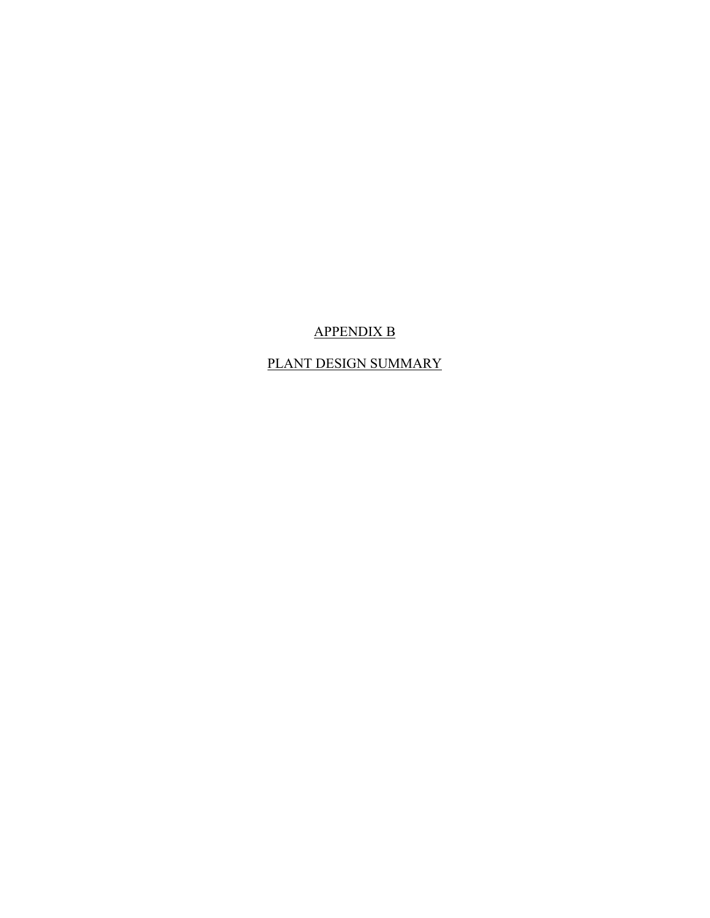# APPENDIX B

## PLANT DESIGN SUMMARY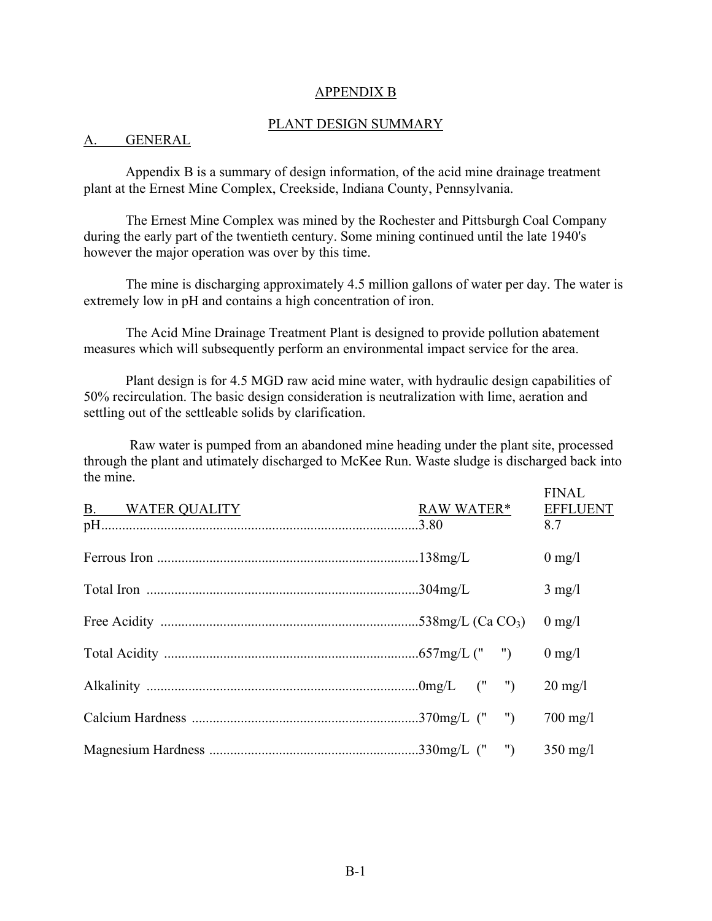# APPENDIX B

## PLANT DESIGN SUMMARY

### A. GENERAL

Appendix B is a summary of design information, of the acid mine drainage treatment plant at the Ernest Mine Complex, Creekside, Indiana County, Pennsylvania.

The Ernest Mine Complex was mined by the Rochester and Pittsburgh Coal Company during the early part of the twentieth century. Some mining continued until the late 1940's however the major operation was over by this time.

The mine is discharging approximately 4.5 million gallons of water per day. The water is extremely low in pH and contains a high concentration of iron.

The Acid Mine Drainage Treatment Plant is designed to provide pollution abatement measures which will subsequently perform an environmental impact service for the area.

Plant design is for 4.5 MGD raw acid mine water, with hydraulic design capabilities of 50% recirculation. The basic design consideration is neutralization with lime, aeration and settling out of the settleable solids by clarification.

Raw water is pumped from an abandoned mine heading under the plant site, processed through the plant and utimately discharged to McKee Run. Waste sludge is discharged back into the mine.

### B. WATER QUALITY

| B. WATER QUALITY | RAW WATER* | FINAL EFFLUENT |
|---|---|---|
| pH | 3.80 | 8.7 |
| Ferrous Iron | 138mg/L | 0 mg/l |
| Total Iron | 304mg/L | 3 mg/l |
| Free Acidity | 538mg/L ($CaCO_3$) | 0 mg/l |
| Total Acidity | 657mg/L (" ") | 0 mg/l |
| Alkalinity | 0mg/L (" ") | 20 mg/l |
| Calcium Hardness | 370mg/L (" ") | 700 mg/l |
| Magnesium Hardness | 330mg/L (" ") | 350 mg/l |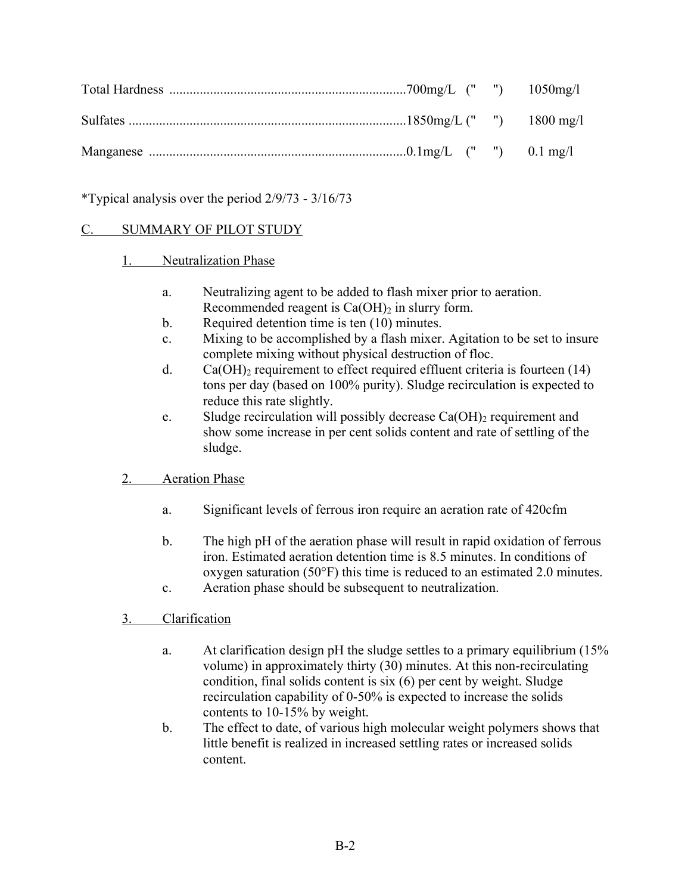Total Hardness ......................................................................700mg/L (" ") 1050mg/l

Sulfates ..................................................................................1850mg/L (" ") 1800 mg/l

Manganese ............................................................................0.1mg/L (" ") 0.1 mg/l

*Typical analysis over the period 2/9/73 - 3/16/73

## C. SUMMARY OF PILOT STUDY

### 1. Neutralization Phase

a. Neutralizing agent to be added to flash mixer prior to aeration. Recommended reagent is $Ca(OH)_2$ in slurry form.

b. Required detention time is ten (10) minutes.

c. Mixing to be accomplished by a flash mixer. Agitation to be set to insure complete mixing without physical destruction of floc.

d. $Ca(OH)_2$ requirement to effect required effluent criteria is fourteen (14) tons per day (based on 100% purity). Sludge recirculation is expected to reduce this rate slightly.

e. Sludge recirculation will possibly decrease $Ca(OH)_2$ requirement and show some increase in per cent solids content and rate of settling of the sludge.

### 2. Aeration Phase

a. Significant levels of ferrous iron require an aeration rate of 420cfm

b. The high pH of the aeration phase will result in rapid oxidation of ferrous iron. Estimated aeration detention time is 8.5 minutes. In conditions of oxygen saturation (50°F) this time is reduced to an estimated 2.0 minutes.

c. Aeration phase should be subsequent to neutralization.

### 3. Clarification

a. At clarification design pH the sludge settles to a primary equilibrium (15% volume) in approximately thirty (30) minutes. At this non-recirculating condition, final solids content is six (6) per cent by weight. Sludge recirculation capability of 0-50% is expected to increase the solids contents to 10-15% by weight.

b. The effect to date, of various high molecular weight polymers shows that little benefit is realized in increased settling rates or increased solids content.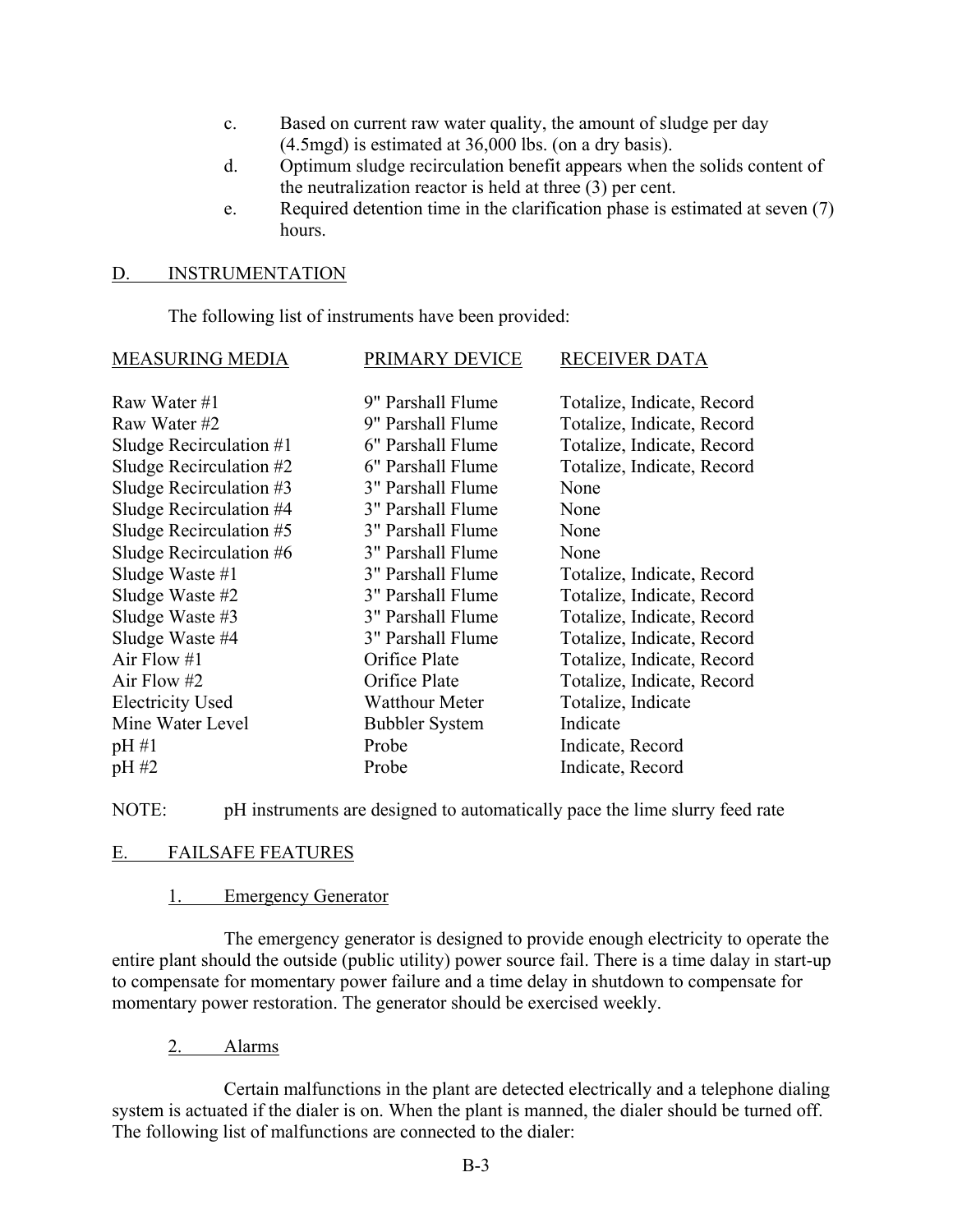c. Based on current raw water quality, the amount of sludge per day (4.5mgd) is estimated at 36,000 lbs. (on a dry basis).

d. Optimum sludge recirculation benefit appears when the solids content of the neutralization reactor is held at three (3) per cent.

e. Required detention time in the clarification phase is estimated at seven (7) hours.

## D. INSTRUMENTATION

The following list of instruments have been provided:

| MEASURING MEDIA | PRIMARY DEVICE | RECEIVER DATA |
|---|---|---|
| Raw Water #1 | 9" Parshall Flume | Totalize, Indicate, Record |
| Raw Water #2 | 9" Parshall Flume | Totalize, Indicate, Record |
| Sludge Recirculation #1 | 6" Parshall Flume | Totalize, Indicate, Record |
| Sludge Recirculation #2 | 6" Parshall Flume | Totalize, Indicate, Record |
| Sludge Recirculation #3 | 3" Parshall Flume | None |
| Sludge Recirculation #4 | 3" Parshall Flume | None |
| Sludge Recirculation #5 | 3" Parshall Flume | None |
| Sludge Recirculation #6 | 3" Parshall Flume | None |
| Sludge Waste #1 | 3" Parshall Flume | Totalize, Indicate, Record |
| Sludge Waste #2 | 3" Parshall Flume | Totalize, Indicate, Record |
| Sludge Waste #3 | 3" Parshall Flume | Totalize, Indicate, Record |
| Sludge Waste #4 | 3" Parshall Flume | Totalize, Indicate, Record |
| Air Flow #1 | Orifice Plate | Totalize, Indicate, Record |
| Air Flow #2 | Orifice Plate | Totalize, Indicate, Record |
| Electricity Used | Watthour Meter | Totalize, Indicate |
| Mine Water Level | Bubbler System | Indicate |
| pH #1 | Probe | Indicate, Record |
| pH #2 | Probe | Indicate, Record |

NOTE: pH instruments are designed to automatically pace the lime slurry feed rate

## E. FAILSAFE FEATURES

### 1. Emergency Generator

The emergency generator is designed to provide enough electricity to operate the entire plant should the outside (public utility) power source fail. There is a time dalay in start-up to compensate for momentary power failure and a time delay in shutdown to compensate for momentary power restoration. The generator should be exercised weekly.

### 2. Alarms

Certain malfunctions in the plant are detected electrically and a telephone dialing system is actuated if the dialer is on. When the plant is manned, the dialer should be turned off. The following list of malfunctions are connected to the dialer: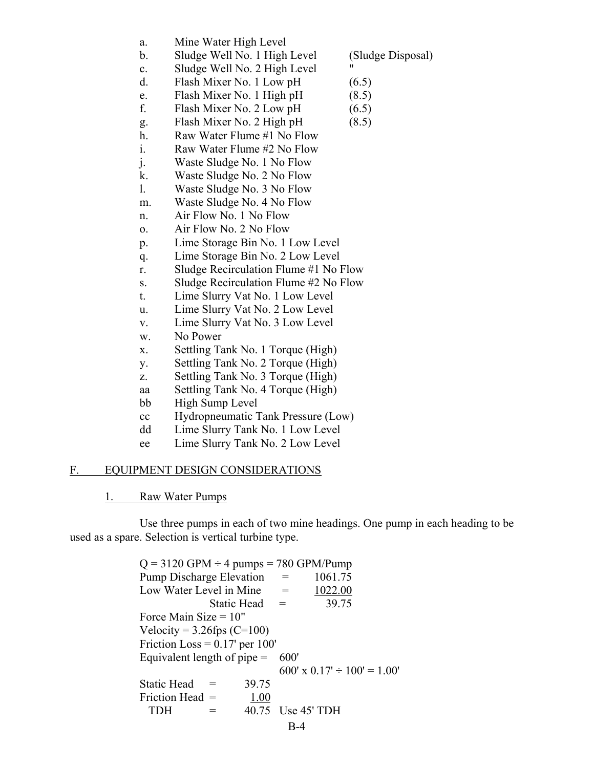a. Mine Water High Level
b. Sludge Well No. 1 High Level (Sludge Disposal)
c. Sludge Well No. 2 High Level "
d. Flash Mixer No. 1 Low pH (6.5)
e. Flash Mixer No. 1 High pH (8.5)
f. Flash Mixer No. 2 Low pH (6.5)
g. Flash Mixer No. 2 High pH (8.5)
h. Raw Water Flume #1 No Flow
i. Raw Water Flume #2 No Flow
j. Waste Sludge No. 1 No Flow
k. Waste Sludge No. 2 No Flow
l. Waste Sludge No. 3 No Flow
m. Waste Sludge No. 4 No Flow
n. Air Flow No. 1 No Flow
o. Air Flow No. 2 No Flow
p. Lime Storage Bin No. 1 Low Level
q. Lime Storage Bin No. 2 Low Level
r. Sludge Recirculation Flume #1 No Flow
s. Sludge Recirculation Flume #2 No Flow
t. Lime Slurry Vat No. 1 Low Level
u. Lime Slurry Vat No. 2 Low Level
v. Lime Slurry Vat No. 3 Low Level
w. No Power
x. Settling Tank No. 1 Torque (High)
y. Settling Tank No. 2 Torque (High)
z. Settling Tank No. 3 Torque (High)
aa Settling Tank No. 4 Torque (High)
bb High Sump Level
cc Hydropneumatic Tank Pressure (Low)
dd Lime Slurry Tank No. 1 Low Level
ee Lime Slurry Tank No. 2 Low Level

## F. EQUIPMENT DESIGN CONSIDERATIONS

### 1. Raw Water Pumps

Use three pumps in each of two mine headings. One pump in each heading to be used as a spare. Selection is vertical turbine type.

Q = 3120 GPM ÷ 4 pumps = 780 GPM/Pump

| | | |
|---|---|---|
| Pump Discharge Elevation | = | 1061.75 |
| Low Water Level in Mine | = | 1022.00 |
| Static Head | = | 39.75 |

Force Main Size = 10"
Velocity = 3.26fps (C=100)
Friction Loss = 0.17' per 100'
Equivalent length of pipe = 600'
600' x 0.17' ÷ 100' = 1.00'

| | | | |
|---|---|---|---|
| Static Head | = | 39.75 | |
| Friction Head | = | 1.00 | |
| TDH | = | 40.75 | Use 45' TDH |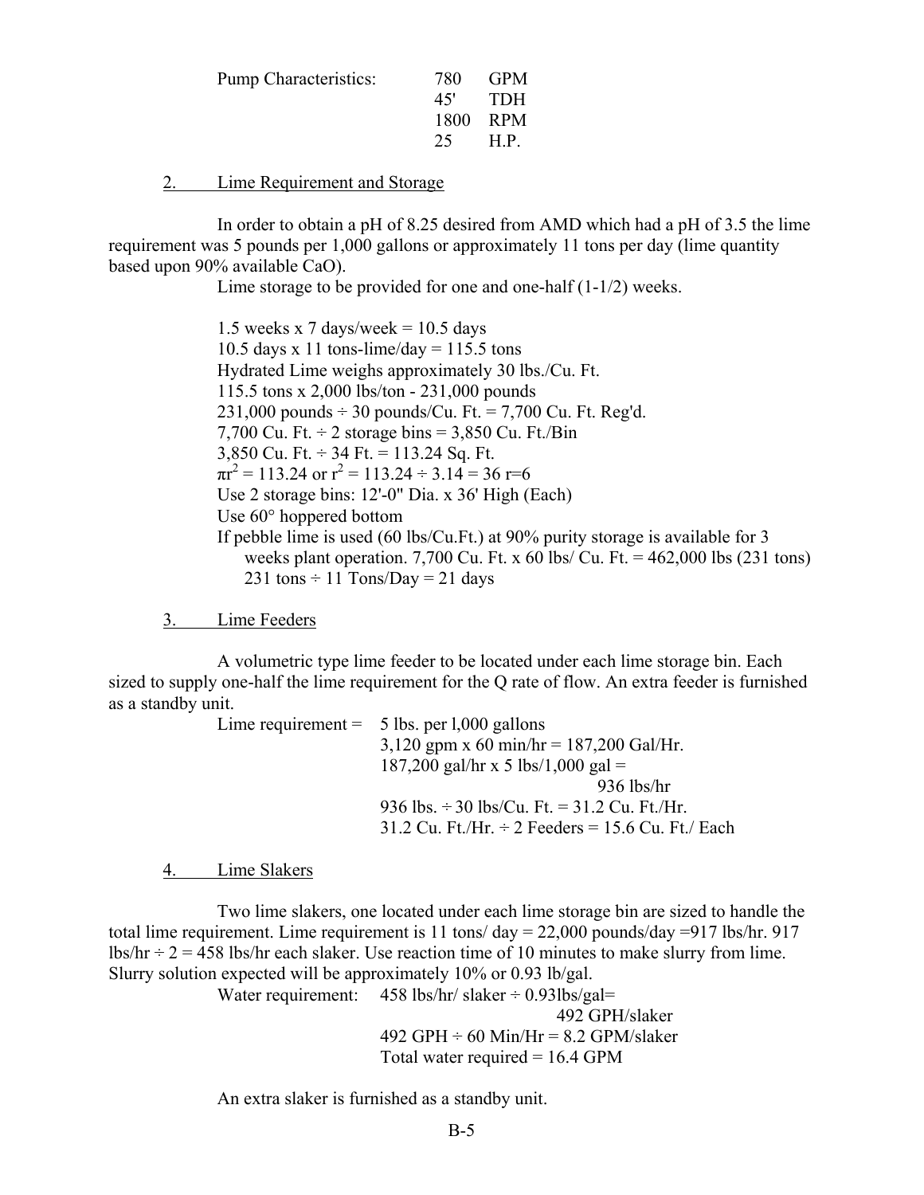Pump Characteristics:

| | |
|---|---|
| 780 | GPM |
| 45' | TDH |
| 1800 | RPM |
| 25 | H.P. |

## 2. Lime Requirement and Storage

In order to obtain a pH of 8.25 desired from AMD which had a pH of 3.5 the lime requirement was 5 pounds per 1,000 gallons or approximately 11 tons per day (lime quantity based upon 90% available CaO).

Lime storage to be provided for one and one-half (1-1/2) weeks.

1.5 weeks x 7 days/week = 10.5 days
10.5 days x 11 tons-lime/day = 115.5 tons
Hydrated Lime weighs approximately 30 lbs./Cu. Ft.
115.5 tons x 2,000 lbs/ton - 231,000 pounds
231,000 pounds ÷ 30 pounds/Cu. Ft. = 7,700 Cu. Ft. Reg'd.
7,700 Cu. Ft. ÷ 2 storage bins = 3,850 Cu. Ft./Bin
3,850 Cu. Ft. ÷ 34 Ft. = 113.24 Sq. Ft.
$\pi r^2 = 113.24$ or $r^2 = 113.24 \div 3.14 = 36$ r=6
Use 2 storage bins: 12'-0" Dia. x 36' High (Each)
Use 60° hoppered bottom
If pebble lime is used (60 lbs/Cu.Ft.) at 90% purity storage is available for 3 weeks plant operation. 7,700 Cu. Ft. x 60 lbs/ Cu. Ft. = 462,000 lbs (231 tons)
231 tons ÷ 11 Tons/Day = 21 days

## 3. Lime Feeders

A volumetric type lime feeder to be located under each lime storage bin. Each sized to supply one-half the lime requirement for the Q rate of flow. An extra feeder is furnished as a standby unit.

Lime requirement = 5 lbs. per 1,000 gallons
3,120 gpm x 60 min/hr = 187,200 Gal/Hr.
187,200 gal/hr x 5 lbs/1,000 gal = 936 lbs/hr
936 lbs. ÷ 30 lbs/Cu. Ft. = 31.2 Cu. Ft./Hr.
31.2 Cu. Ft./Hr. ÷ 2 Feeders = 15.6 Cu. Ft./ Each

## 4. Lime Slakers

Two lime slakers, one located under each lime storage bin are sized to handle the total lime requirement. Lime requirement is 11 tons/ day = 22,000 pounds/day =917 lbs/hr. 917 lbs/hr ÷ 2 = 458 lbs/hr each slaker. Use reaction time of 10 minutes to make slurry from lime. Slurry solution expected will be approximately 10% or 0.93 lb/gal.

Water requirement: 458 lbs/hr/ slaker ÷ 0.93lbs/gal= 492 GPH/slaker
492 GPH ÷ 60 Min/Hr = 8.2 GPM/slaker
Total water required = 16.4 GPM

An extra slaker is furnished as a standby unit.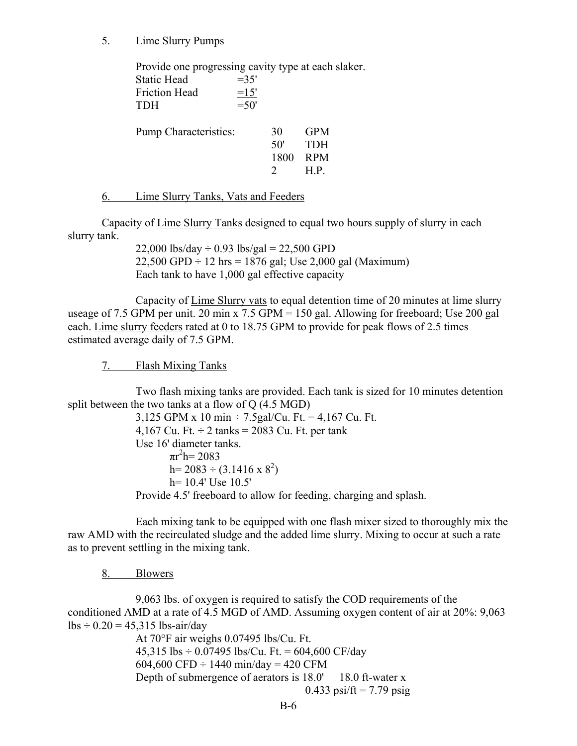5. Lime Slurry Pumps

Provide one progressing cavity type at each slaker.

| | |
|---|---|
| Static Head | =35' |
| Friction Head | =15' |
| TDH | =50' |

| | | |
|---|---|---|
| Pump Characteristics: | 30 | GPM |
| | 50' | TDH |
| | 1800 | RPM |
| | 2 | H.P. |

6. Lime Slurry Tanks, Vats and Feeders

Capacity of Lime Slurry Tanks designed to equal two hours supply of slurry in each slurry tank.

22,000 lbs/day ÷ 0.93 lbs/gal = 22,500 GPD
22,500 GPD ÷ 12 hrs = 1876 gal; Use 2,000 gal (Maximum)
Each tank to have 1,000 gal effective capacity

Capacity of Lime Slurry vats to equal detention time of 20 minutes at lime slurry useage of 7.5 GPM per unit. 20 min x 7.5 GPM = 150 gal. Allowing for freeboard; Use 200 gal each. Lime slurry feeders rated at 0 to 18.75 GPM to provide for peak flows of 2.5 times estimated average daily of 7.5 GPM.

7. Flash Mixing Tanks

Two flash mixing tanks are provided. Each tank is sized for 10 minutes detention split between the two tanks at a flow of Q (4.5 MGD)

3,125 GPM x 10 min ÷ 7.5gal/Cu. Ft. = 4,167 Cu. Ft.
4,167 Cu. Ft. ÷ 2 tanks = 2083 Cu. Ft. per tank
Use 16' diameter tanks.

$\pi r^2 h = 2083$

$h = 2083 \div (3.1416 \times 8^2)$

h= 10.4' Use 10.5'

Provide 4.5' freeboard to allow for feeding, charging and splash.

Each mixing tank to be equipped with one flash mixer sized to thoroughly mix the raw AMD with the recirculated sludge and the added lime slurry. Mixing to occur at such a rate as to prevent settling in the mixing tank.

8. Blowers

9,063 lbs. of oxygen is required to satisfy the COD requirements of the conditioned AMD at a rate of 4.5 MGD of AMD. Assuming oxygen content of air at 20%: 9,063 lbs ÷ 0.20 = 45,315 lbs-air/day

At 70°F air weighs 0.07495 lbs/Cu. Ft.
45,315 lbs ÷ 0.07495 lbs/Cu. Ft. = 604,600 CF/day
604,600 CFD ÷ 1440 min/day = 420 CFM
Depth of submergence of aerators is 18.0' 18.0 ft-water x 0.433 psi/ft = 7.79 psig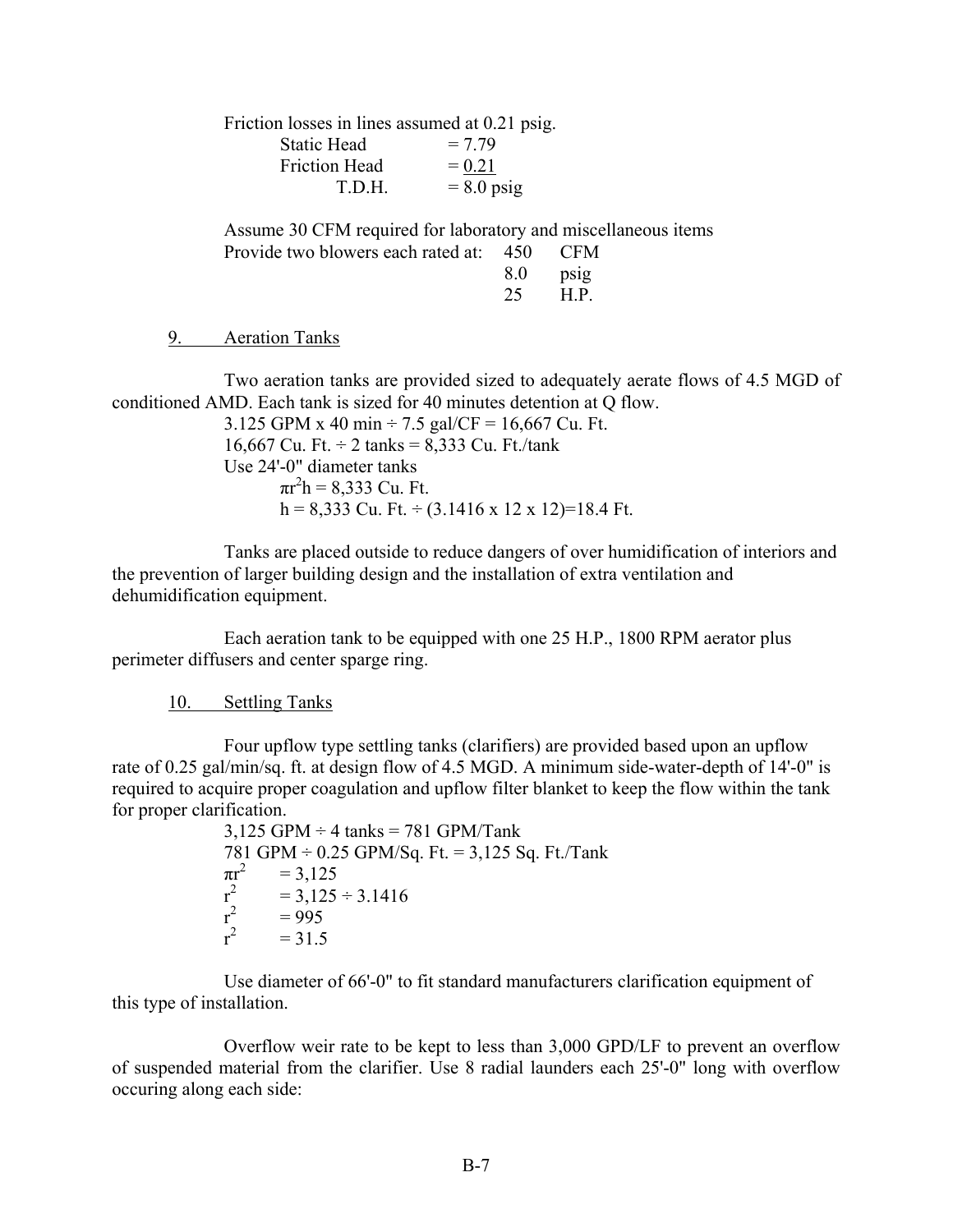Friction losses in lines assumed at 0.21 psig.

| | |
|---|---|
| Static Head | = 7.79 |
| Friction Head | = 0.21 |
| T.D.H. | = 8.0 psig |

Assume 30 CFM required for laboratory and miscellaneous items

Provide two blowers each rated at: 450 CFM
8.0 psig
25 H.P.

## 9. Aeration Tanks

Two aeration tanks are provided sized to adequately aerate flows of 4.5 MGD of conditioned AMD. Each tank is sized for 40 minutes detention at Q flow.

3.125 GPM x 40 min ÷ 7.5 gal/CF = 16,667 Cu. Ft.
16,667 Cu. Ft. ÷ 2 tanks = 8,333 Cu. Ft./tank
Use 24'-0" diameter tanks
$\pi r^2 h$ = 8,333 Cu. Ft.
h = 8,333 Cu. Ft. ÷ (3.1416 x 12 x 12)=18.4 Ft.

Tanks are placed outside to reduce dangers of over humidification of interiors and the prevention of larger building design and the installation of extra ventilation and dehumidification equipment.

Each aeration tank to be equipped with one 25 H.P., 1800 RPM aerator plus perimeter diffusers and center sparge ring.

## 10. Settling Tanks

Four upflow type settling tanks (clarifiers) are provided based upon an upflow rate of 0.25 gal/min/sq. ft. at design flow of 4.5 MGD. A minimum side-water-depth of 14'-0" is required to acquire proper coagulation and upflow filter blanket to keep the flow within the tank for proper clarification.

3,125 GPM ÷ 4 tanks = 781 GPM/Tank
781 GPM ÷ 0.25 GPM/Sq. Ft. = 3,125 Sq. Ft./Tank
$\pi r^2$ = 3,125
$r^2$ = 3,125 ÷ 3.1416
$r^2$ = 995
$r^2$ = 31.5

Use diameter of 66'-0" to fit standard manufacturers clarification equipment of this type of installation.

Overflow weir rate to be kept to less than 3,000 GPD/LF to prevent an overflow of suspended material from the clarifier. Use 8 radial launders each 25'-0" long with overflow occuring along each side: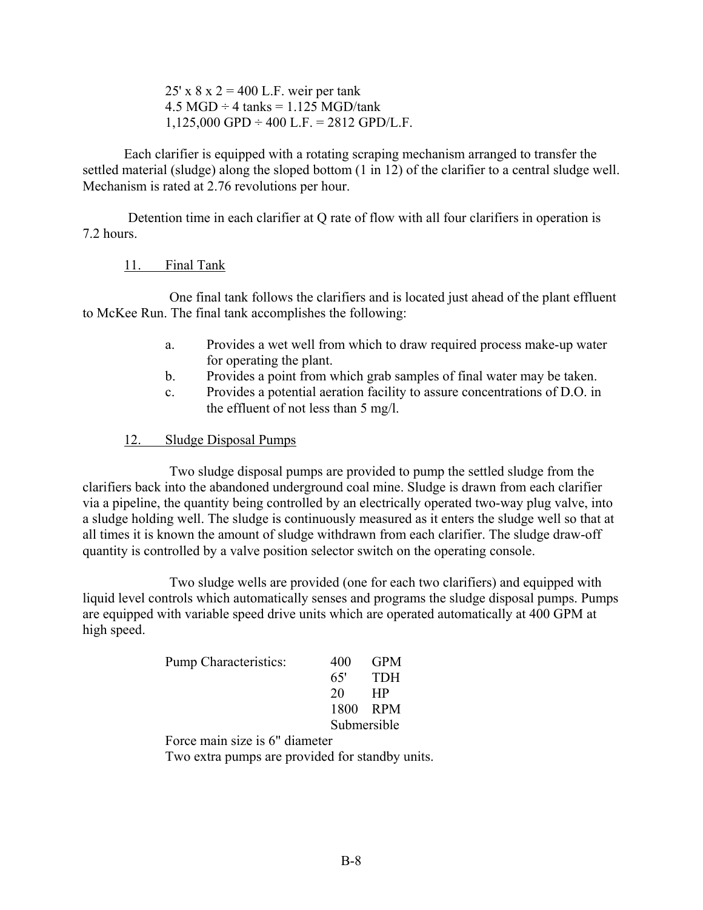25' x 8 x 2 = 400 L.F. weir per tank
4.5 MGD ÷ 4 tanks = 1.125 MGD/tank
1,125,000 GPD ÷ 400 L.F. = 2812 GPD/L.F.

Each clarifier is equipped with a rotating scraping mechanism arranged to transfer the settled material (sludge) along the sloped bottom (1 in 12) of the clarifier to a central sludge well. Mechanism is rated at 2.76 revolutions per hour.

Detention time in each clarifier at Q rate of flow with all four clarifiers in operation is 7.2 hours.

11. Final Tank

One final tank follows the clarifiers and is located just ahead of the plant effluent to McKee Run. The final tank accomplishes the following:

a. Provides a wet well from which to draw required process make-up water for operating the plant.
b. Provides a point from which grab samples of final water may be taken.
c. Provides a potential aeration facility to assure concentrations of D.O. in the effluent of not less than 5 mg/l.

12. Sludge Disposal Pumps

Two sludge disposal pumps are provided to pump the settled sludge from the clarifiers back into the abandoned underground coal mine. Sludge is drawn from each clarifier via a pipeline, the quantity being controlled by an electrically operated two-way plug valve, into a sludge holding well. The sludge is continuously measured as it enters the sludge well so that at all times it is known the amount of sludge withdrawn from each clarifier. The sludge draw-off quantity is controlled by a valve position selector switch on the operating console.

Two sludge wells are provided (one for each two clarifiers) and equipped with liquid level controls which automatically senses and programs the sludge disposal pumps. Pumps are equipped with variable speed drive units which are operated automatically at 400 GPM at high speed.

| | | |
|---|---|---|
| Pump Characteristics: | 400 | GPM |
| | 65' | TDH |
| | 20 | HP |
| | 1800 | RPM |
| | Submersible | |

Force main size is 6" diameter
Two extra pumps are provided for standby units.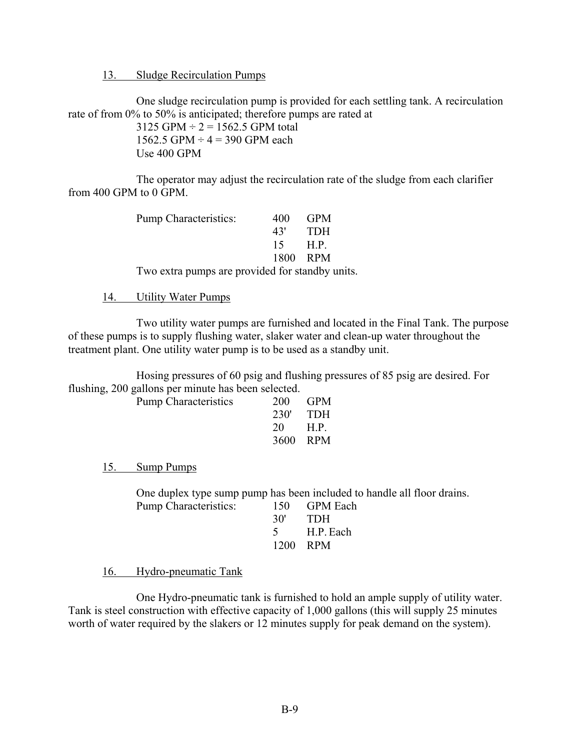### 13. Sludge Recirculation Pumps

One sludge recirculation pump is provided for each settling tank. A recirculation rate of from 0% to 50% is anticipated; therefore pumps are rated at

3125 GPM ÷ 2 = 1562.5 GPM total
1562.5 GPM ÷ 4 = 390 GPM each
Use 400 GPM

The operator may adjust the recirculation rate of the sludge from each clarifier from 400 GPM to 0 GPM.

| | | |
|---|---|---|
| Pump Characteristics: | 400 | GPM |
| | 43' | TDH |
| | 15 | H.P. |
| | 1800 | RPM |

Two extra pumps are provided for standby units.

### 14. Utility Water Pumps

Two utility water pumps are furnished and located in the Final Tank. The purpose of these pumps is to supply flushing water, slaker water and clean-up water throughout the treatment plant. One utility water pump is to be used as a standby unit.

Hosing pressures of 60 psig and flushing pressures of 85 psig are desired. For flushing, 200 gallons per minute has been selected.

| | | |
|---|---|---|
| Pump Characteristics | 200 | GPM |
| | 230' | TDH |
| | 20 | H.P. |
| | 3600 | RPM |

### 15. Sump Pumps

One duplex type sump pump has been included to handle all floor drains.

| | | |
|---|---|---|
| Pump Characteristics: | 150 | GPM Each |
| | 30' | TDH |
| | 5 | H.P. Each |
| | 1200 | RPM |

### 16. Hydro-pneumatic Tank

One Hydro-pneumatic tank is furnished to hold an ample supply of utility water. Tank is steel construction with effective capacity of 1,000 gallons (this will supply 25 minutes worth of water required by the slakers or 12 minutes supply for peak demand on the system).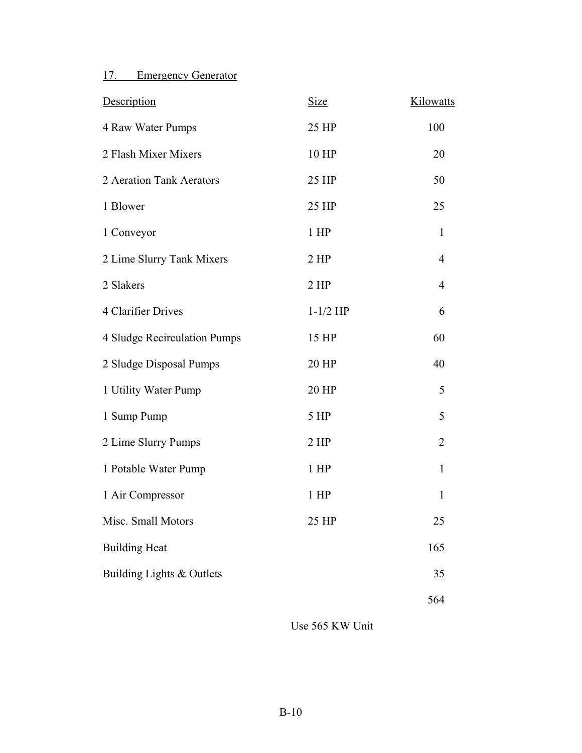## 17. Emergency Generator

| Description | Size | Kilowatts |
| --- | --- | --- |
| 4 Raw Water Pumps | 25 HP | 100 |
| 2 Flash Mixer Mixers | 10 HP | 20 |
| 2 Aeration Tank Aerators | 25 HP | 50 |
| 1 Blower | 25 HP | 25 |
| 1 Conveyor | 1 HP | 1 |
| 2 Lime Slurry Tank Mixers | 2 HP | 4 |
| 2 Slakers | 2 HP | 4 |
| 4 Clarifier Drives | 1-1/2 HP | 6 |
| 4 Sludge Recirculation Pumps | 15 HP | 60 |
| 2 Sludge Disposal Pumps | 20 HP | 40 |
| 1 Utility Water Pump | 20 HP | 5 |
| 1 Sump Pump | 5 HP | 5 |
| 2 Lime Slurry Pumps | 2 HP | 2 |
| 1 Potable Water Pump | 1 HP | 1 |
| 1 Air Compressor | 1 HP | 1 |
| Misc. Small Motors | 25 HP | 25 |
| Building Heat | | 165 |
| Building Lights & Outlets | | 35 |
| | | 564 |

Use 565 KW Unit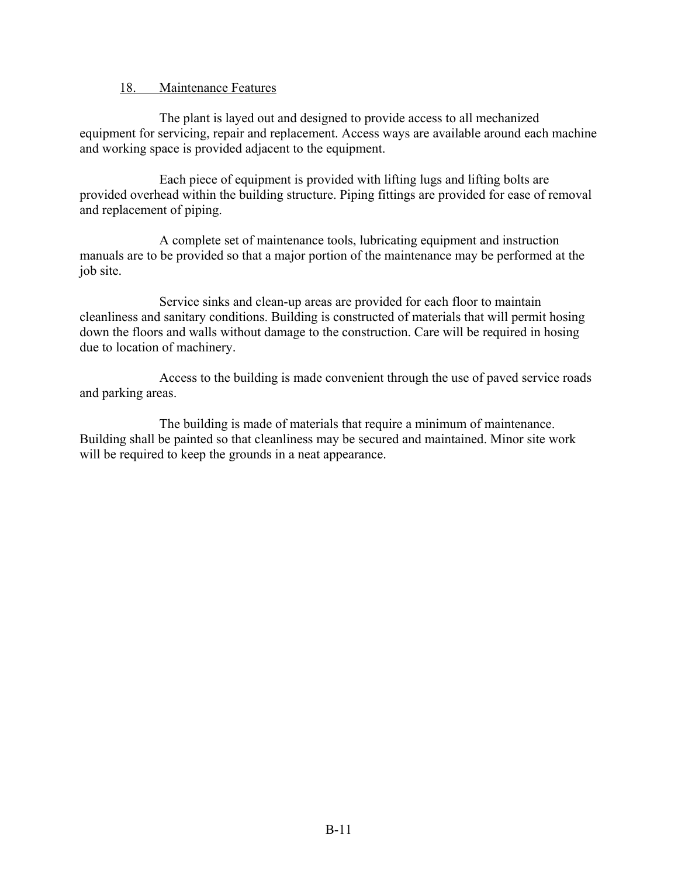## 18. Maintenance Features

The plant is layed out and designed to provide access to all mechanized equipment for servicing, repair and replacement. Access ways are available around each machine and working space is provided adjacent to the equipment.

Each piece of equipment is provided with lifting lugs and lifting bolts are provided overhead within the building structure. Piping fittings are provided for ease of removal and replacement of piping.

A complete set of maintenance tools, lubricating equipment and instruction manuals are to be provided so that a major portion of the maintenance may be performed at the job site.

Service sinks and clean-up areas are provided for each floor to maintain cleanliness and sanitary conditions. Building is constructed of materials that will permit hosing down the floors and walls without damage to the construction. Care will be required in hosing due to location of machinery.

Access to the building is made convenient through the use of paved service roads and parking areas.

The building is made of materials that require a minimum of maintenance. Building shall be painted so that cleanliness may be secured and maintained. Minor site work will be required to keep the grounds in a neat appearance.